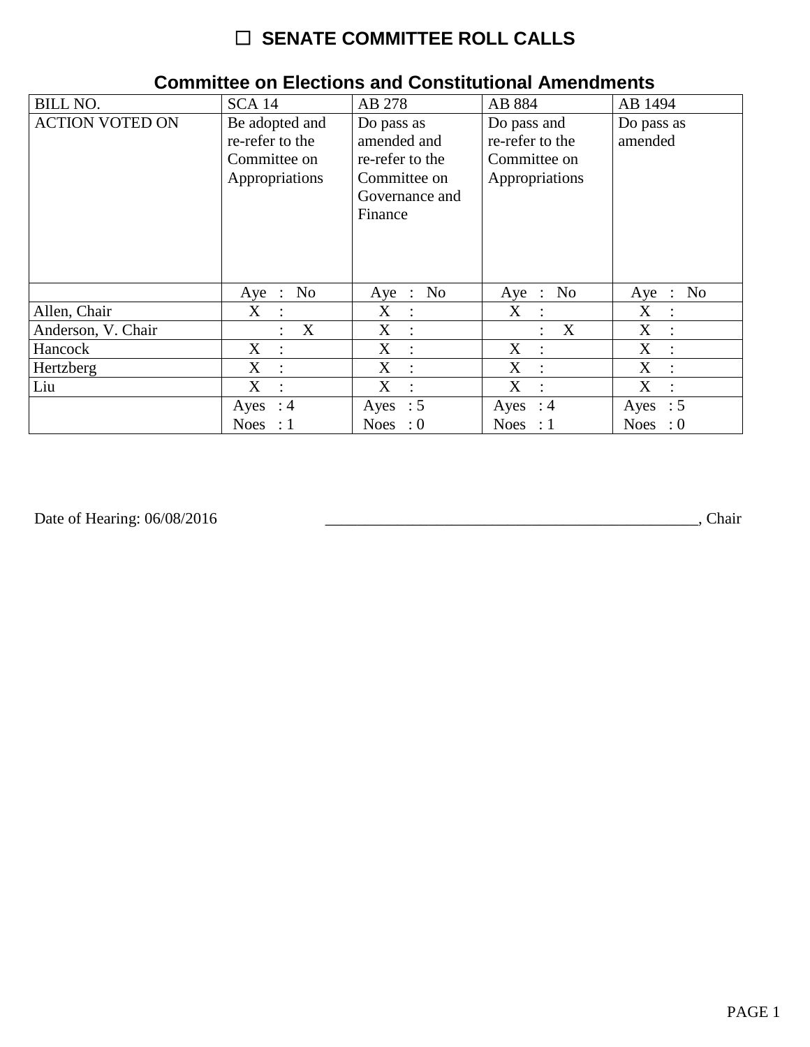# ☐ SENATE COMMITTEE ROLL CALLS

## Committee on Elections and Constitutional Amendments

| BILL NO. | SCA 14 | AB 278 | AB 884 | AB 1494 |
|---|---|---|---|---|
| ACTION VOTED ON | Be adopted and re-refer to the Committee on Appropriations | Do pass as amended and re-refer to the Committee on Governance and Finance | Do pass and re-refer to the Committee on Appropriations | Do pass as amended |
| | Aye : No | Aye : No | Aye : No | Aye : No |
| Allen, Chair | X : | X : | X : | X : |
| Anderson, V. Chair | : X | X : | : X | X : |
| Hancock | X : | X : | X : | X : |
| Hertzberg | X : | X : | X : | X : |
| Liu | X : | X : | X : | X : |
| | Ayes : 4 Noes : 1 | Ayes : 5 Noes : 0 | Ayes : 4 Noes : 1 | Ayes : 5 Noes : 0 |

Date of Hearing: 06/08/2016 _______________________________________________, Chair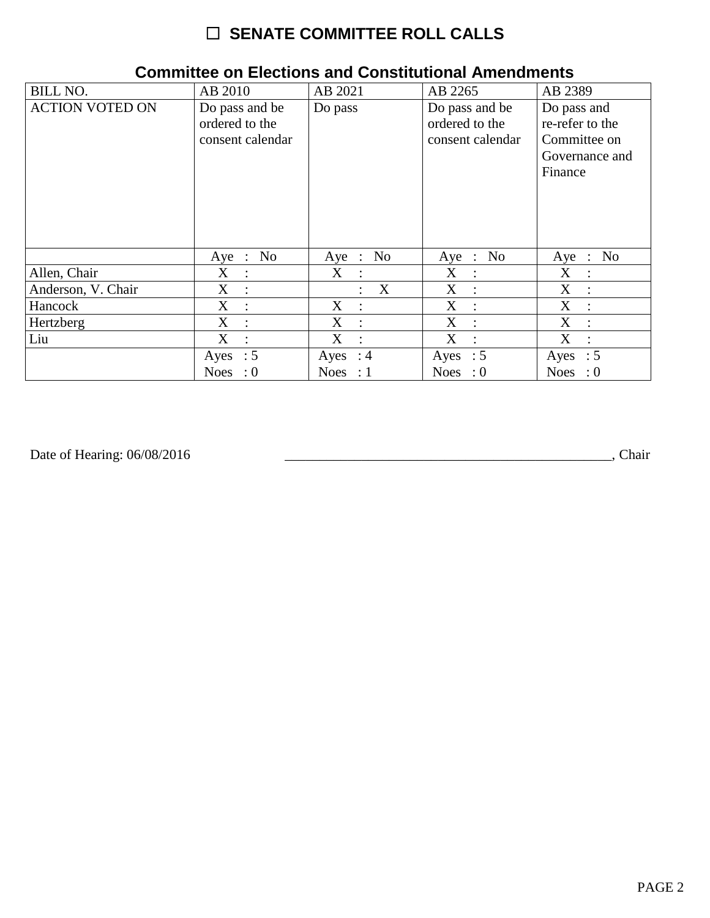# ☐ SENATE COMMITTEE ROLL CALLS

## Committee on Elections and Constitutional Amendments

| BILL NO. | AB 2010 | AB 2021 | AB 2265 | AB 2389 |
|---|---|---|---|---|
| ACTION VOTED ON | Do pass and be ordered to the consent calendar | Do pass | Do pass and be ordered to the consent calendar | Do pass and re-refer to the Committee on Governance and Finance |
| | Aye : No | Aye : No | Aye : No | Aye : No |
| Allen, Chair | X : | X : | X : | X : |
| Anderson, V. Chair | X : | : X | X : | X : |
| Hancock | X : | X : | X : | X : |
| Hertzberg | X : | X : | X : | X : |
| Liu | X : | X : | X : | X : |
| | Ayes : 5<br>Noes : 0 | Ayes : 4<br>Noes : 1 | Ayes : 5<br>Noes : 0 | Ayes : 5<br>Noes : 0 |

Date of Hearing: 06/08/2016 ______________________________________________, Chair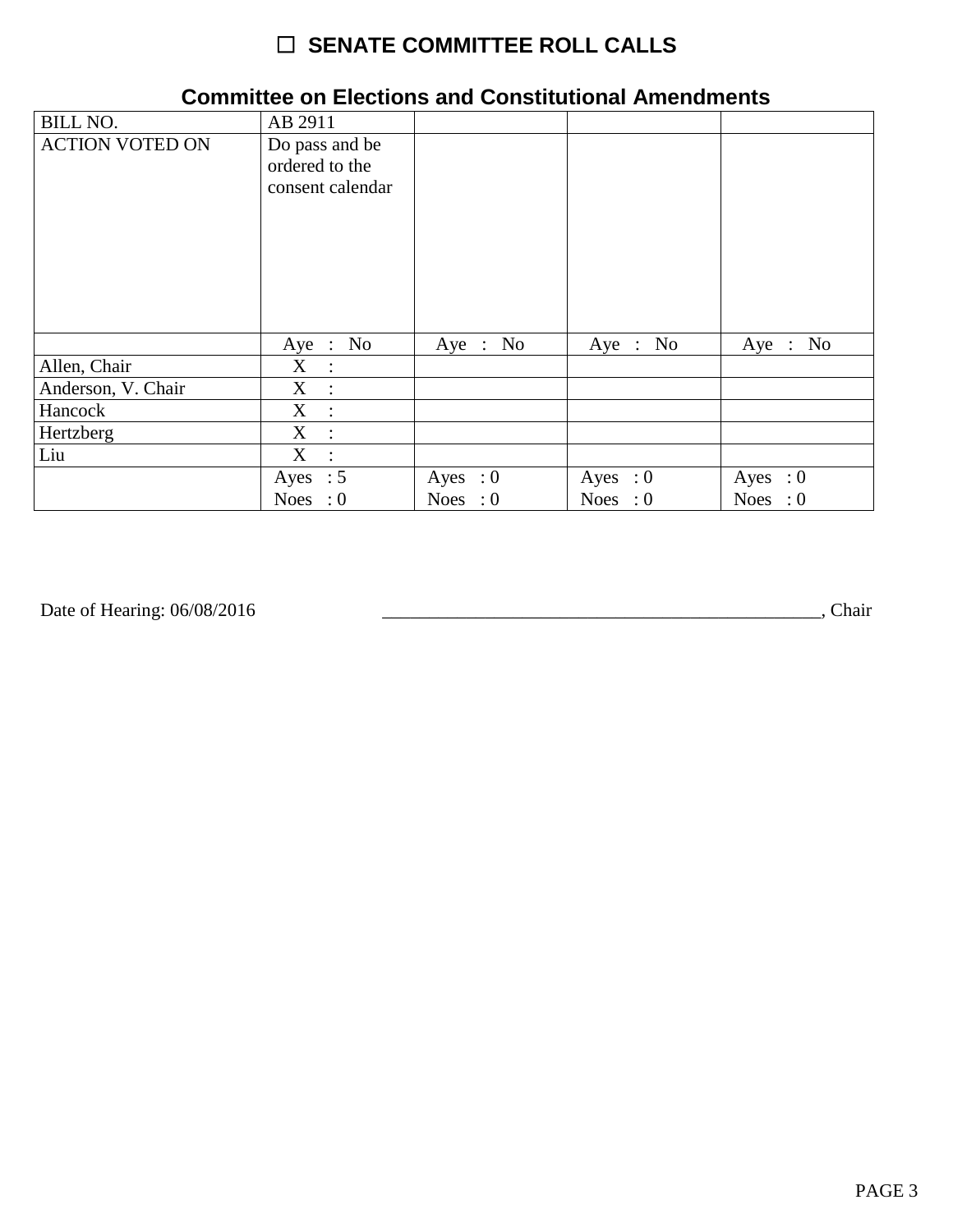# ☐ SENATE COMMITTEE ROLL CALLS

## Committee on Elections and Constitutional Amendments

| BILL NO. | AB 2911 | | | |
|---|---|---|---|---|
| ACTION VOTED ON | Do pass and be ordered to the consent calendar | | | |
| | Aye : No | Aye : No | Aye : No | Aye : No |
| Allen, Chair | X : | | | |
| Anderson, V. Chair | X : | | | |
| Hancock | X : | | | |
| Hertzberg | X : | | | |
| Liu | X : | | | |
| | Ayes : 5<br>Noes : 0 | Ayes : 0<br>Noes : 0 | Ayes : 0<br>Noes : 0 | Ayes : 0<br>Noes : 0 |

Date of Hearing: 06/08/2016

_________________________________________________, Chair